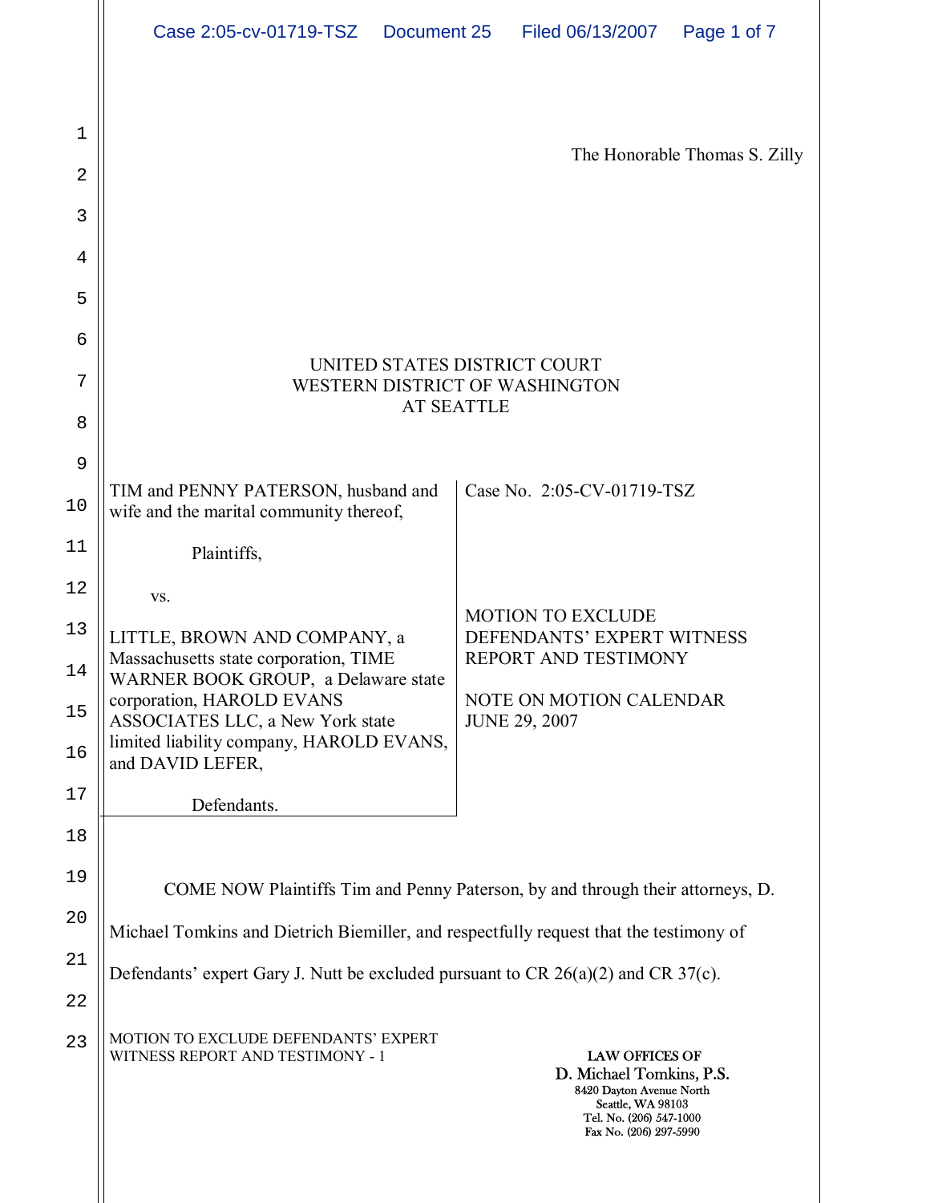The Honorable Thomas S. Zilly

UNITED STATES DISTRICT COURT
WESTERN DISTRICT OF WASHINGTON
AT SEATTLE

| | |
|---|---|
| TIM and PENNY PATERSON, husband and wife and the marital community thereof,<br><br>Plaintiffs,<br><br>vs.<br><br>LITTLE, BROWN AND COMPANY, a Massachusetts state corporation, TIME WARNER BOOK GROUP, a Delaware state corporation, HAROLD EVANS ASSOCIATES LLC, a New York state limited liability company, HAROLD EVANS, and DAVID LEFER,<br><br>Defendants. | Case No. 2:05-CV-01719-TSZ<br><br>MOTION TO EXCLUDE DEFENDANTS' EXPERT WITNESS REPORT AND TESTIMONY<br><br>NOTE ON MOTION CALENDAR JUNE 29, 2007 |

COME NOW Plaintiffs Tim and Penny Paterson, by and through their attorneys, D. Michael Tomkins and Dietrich Biemiller, and respectfully request that the testimony of Defendants' expert Gary J. Nutt be excluded pursuant to CR 26(a)(2) and CR 37(c).

MOTION TO EXCLUDE DEFENDANTS' EXPERT WITNESS REPORT AND TESTIMONY - 1

LAW OFFICES OF
D. Michael Tomkins, P.S.
8420 Dayton Avenue North
Seattle, WA 98103
Tel. No. (206) 547-1000
Fax No. (206) 297-5990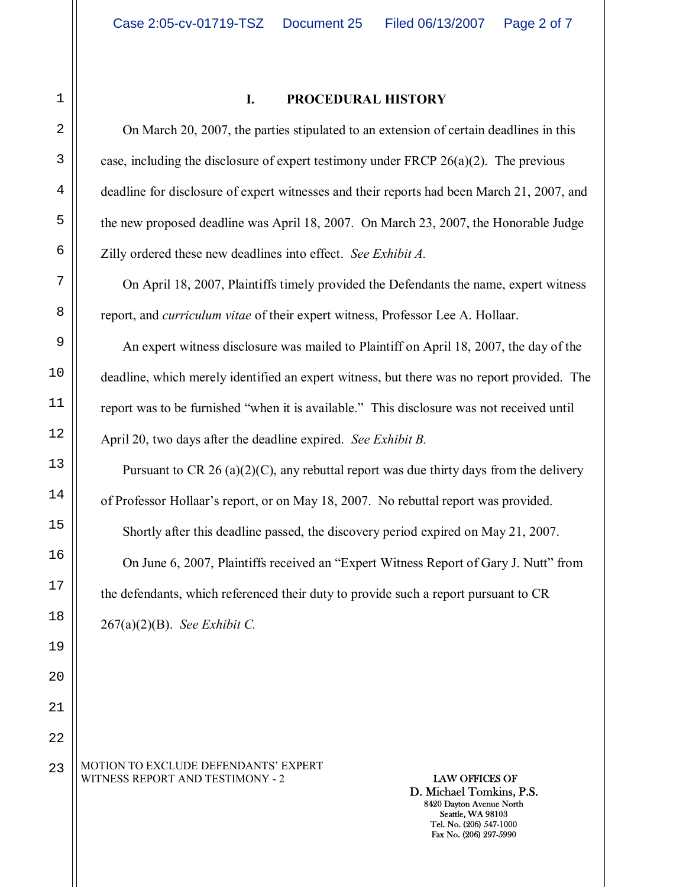## I. PROCEDURAL HISTORY

On March 20, 2007, the parties stipulated to an extension of certain deadlines in this case, including the disclosure of expert testimony under FRCP 26(a)(2). The previous deadline for disclosure of expert witnesses and their reports had been March 21, 2007, and the new proposed deadline was April 18, 2007. On March 23, 2007, the Honorable Judge Zilly ordered these new deadlines into effect. *See Exhibit A.*

On April 18, 2007, Plaintiffs timely provided the Defendants the name, expert witness report, and *curriculum vitae* of their expert witness, Professor Lee A. Hollaar.

An expert witness disclosure was mailed to Plaintiff on April 18, 2007, the day of the deadline, which merely identified an expert witness, but there was no report provided. The report was to be furnished "when it is available." This disclosure was not received until April 20, two days after the deadline expired. *See Exhibit B.*

Pursuant to CR 26 (a)(2)(C), any rebuttal report was due thirty days from the delivery of Professor Hollaar's report, or on May 18, 2007. No rebuttal report was provided.

Shortly after this deadline passed, the discovery period expired on May 21, 2007.

On June 6, 2007, Plaintiffs received an "Expert Witness Report of Gary J. Nutt" from the defendants, which referenced their duty to provide such a report pursuant to CR 267(a)(2)(B). *See Exhibit C.*

MOTION TO EXCLUDE DEFENDANTS' EXPERT WITNESS REPORT AND TESTIMONY - 2

LAW OFFICES OF
D. Michael Tomkins, P.S.
8420 Dayton Avenue North
Seattle, WA 98103
Tel. No. (206) 547-1000
Fax No. (206) 297-5990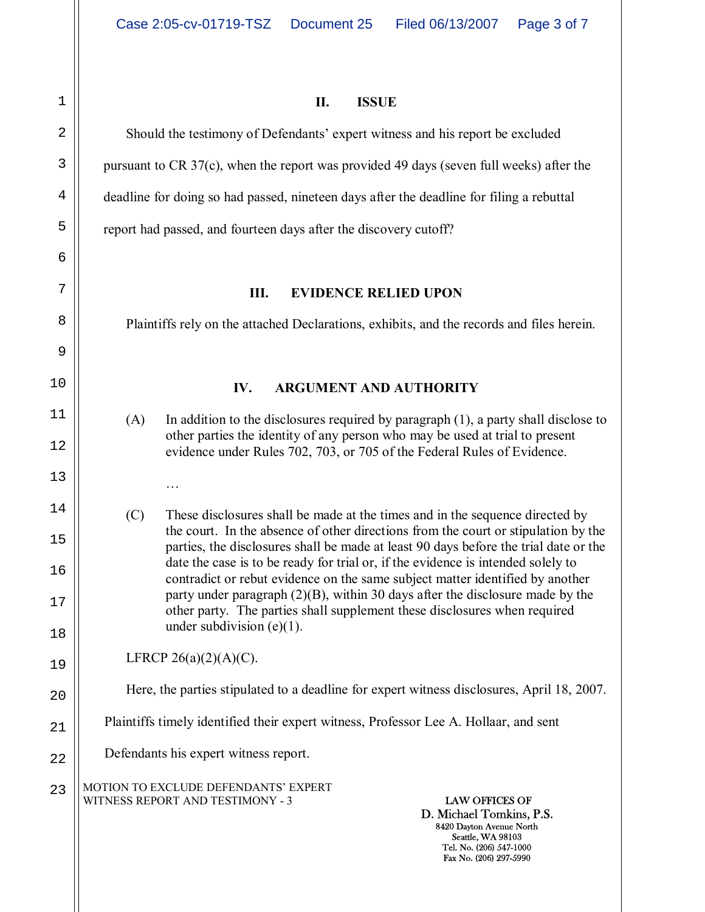## II. ISSUE

Should the testimony of Defendants' expert witness and his report be excluded pursuant to CR 37(c), when the report was provided 49 days (seven full weeks) after the deadline for doing so had passed, nineteen days after the deadline for filing a rebuttal report had passed, and fourteen days after the discovery cutoff?

## III. EVIDENCE RELIED UPON

Plaintiffs rely on the attached Declarations, exhibits, and the records and files herein.

## IV. ARGUMENT AND AUTHORITY

> (A) In addition to the disclosures required by paragraph (1), a party shall disclose to other parties the identity of any person who may be used at trial to present evidence under Rules 702, 703, or 705 of the Federal Rules of Evidence.
>
> …
>
> (C) These disclosures shall be made at the times and in the sequence directed by the court. In the absence of other directions from the court or stipulation by the parties, the disclosures shall be made at least 90 days before the trial date or the date the case is to be ready for trial or, if the evidence is intended solely to contradict or rebut evidence on the same subject matter identified by another party under paragraph (2)(B), within 30 days after the disclosure made by the other party. The parties shall supplement these disclosures when required under subdivision (e)(1).

LFRCP 26(a)(2)(A)(C).

Here, the parties stipulated to a deadline for expert witness disclosures, April 18, 2007. Plaintiffs timely identified their expert witness, Professor Lee A. Hollaar, and sent Defendants his expert witness report.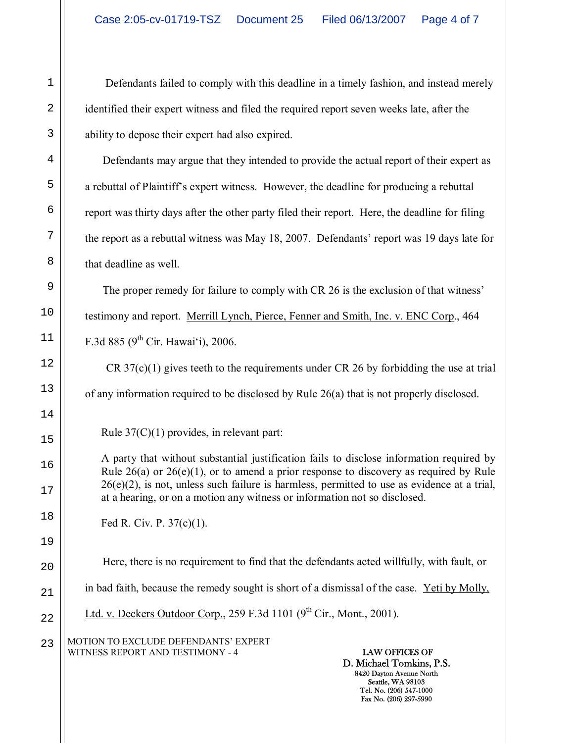Defendants failed to comply with this deadline in a timely fashion, and instead merely identified their expert witness and filed the required report seven weeks late, after the ability to depose their expert had also expired.

Defendants may argue that they intended to provide the actual report of their expert as a rebuttal of Plaintiff's expert witness. However, the deadline for producing a rebuttal report was thirty days after the other party filed their report. Here, the deadline for filing the report as a rebuttal witness was May 18, 2007. Defendants' report was 19 days late for that deadline as well.

The proper remedy for failure to comply with CR 26 is the exclusion of that witness' testimony and report. Merrill Lynch, Pierce, Fenner and Smith, Inc. v. ENC Corp., 464 F.3d 885 (9th Cir. Hawai'i), 2006.

CR 37(c)(1) gives teeth to the requirements under CR 26 by forbidding the use at trial of any information required to be disclosed by Rule 26(a) that is not properly disclosed.

> Rule 37(C)(1) provides, in relevant part:
>
> A party that without substantial justification fails to disclose information required by Rule 26(a) or 26(e)(1), or to amend a prior response to discovery as required by Rule 26(e)(2), is not, unless such failure is harmless, permitted to use as evidence at a trial, at a hearing, or on a motion any witness or information not so disclosed.
>
> Fed R. Civ. P. 37(c)(1).

Here, there is no requirement to find that the defendants acted willfully, with fault, or in bad faith, because the remedy sought is short of a dismissal of the case. Yeti by Molly, Ltd. v. Deckers Outdoor Corp., 259 F.3d 1101 (9th Cir., Mont., 2001).

MOTION TO EXCLUDE DEFENDANTS' EXPERT WITNESS REPORT AND TESTIMONY - 4

LAW OFFICES OF
D. Michael Tomkins, P.S.
8420 Dayton Avenue North
Seattle, WA 98103
Tel. No. (206) 547-1000
Fax No. (206) 297-5990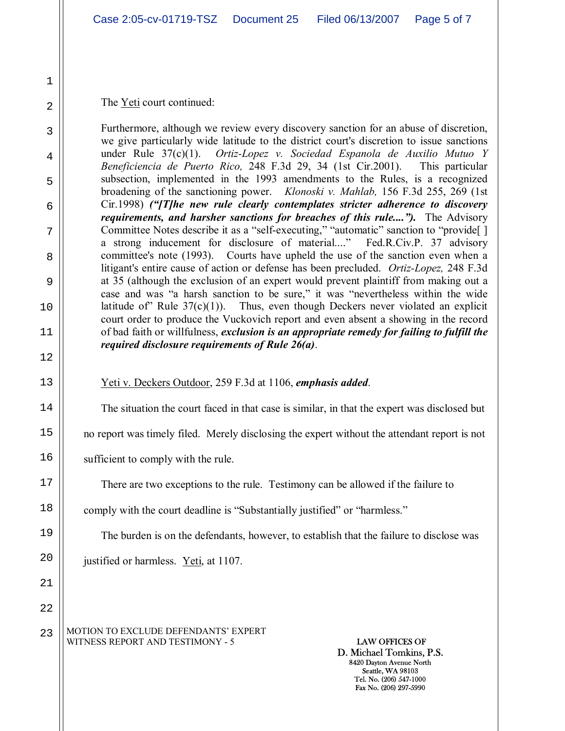The Yeti court continued:

> Furthermore, although we review every discovery sanction for an abuse of discretion, we give particularly wide latitude to the district court's discretion to issue sanctions under Rule 37(c)(1). *Ortiz-Lopez v. Sociedad Espanola de Auxilio Mutuo Y Beneficiencia de Puerto Rico,* 248 F.3d 29, 34 (1st Cir.2001). This particular subsection, implemented in the 1993 amendments to the Rules, is a recognized broadening of the sanctioning power. *Klonoski v. Mahlab,* 156 F.3d 255, 269 (1st Cir.1998) ***("[T]he new rule clearly contemplates stricter adherence to discovery requirements, and harsher sanctions for breaches of this rule....").*** The Advisory Committee Notes describe it as a "self-executing," "automatic" sanction to "provide[ ] a strong inducement for disclosure of material...." Fed.R.Civ.P. 37 advisory committee's note (1993). Courts have upheld the use of the sanction even when a litigant's entire cause of action or defense has been precluded. *Ortiz-Lopez,* 248 F.3d at 35 (although the exclusion of an expert would prevent plaintiff from making out a case and was "a harsh sanction to be sure," it was "nevertheless within the wide latitude of" Rule 37(c)(1)). Thus, even though Deckers never violated an explicit court order to produce the Vuckovich report and even absent a showing in the record of bad faith or willfulness, ***exclusion is an appropriate remedy for failing to fulfill the required disclosure requirements of Rule 26(a)***.

Yeti v. Deckers Outdoor, 259 F.3d at 1106, ***emphasis added***.

The situation the court faced in that case is similar, in that the expert was disclosed but no report was timely filed. Merely disclosing the expert without the attendant report is not sufficient to comply with the rule.

There are two exceptions to the rule. Testimony can be allowed if the failure to comply with the court deadline is "Substantially justified" or "harmless."

The burden is on the defendants, however, to establish that the failure to disclose was justified or harmless. Yeti, at 1107.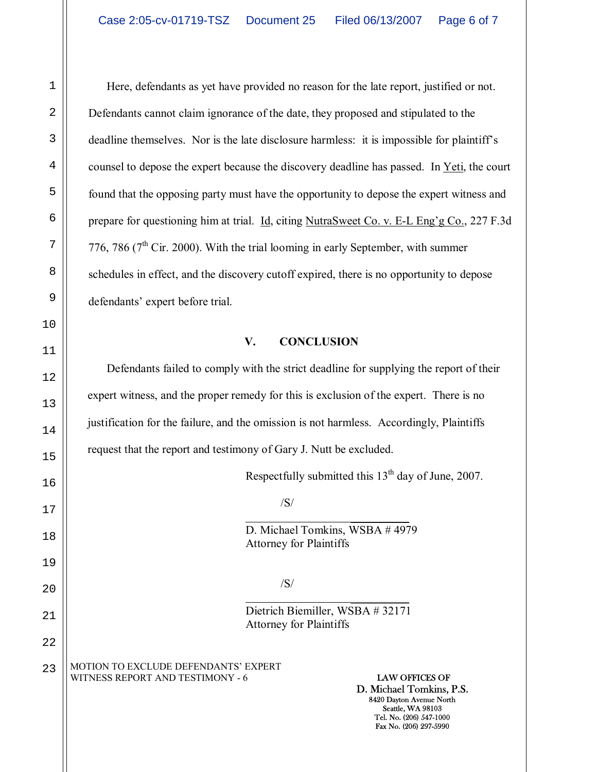Here, defendants as yet have provided no reason for the late report, justified or not. Defendants cannot claim ignorance of the date, they proposed and stipulated to the deadline themselves. Nor is the late disclosure harmless: it is impossible for plaintiff's counsel to depose the expert because the discovery deadline has passed. In Yeti, the court found that the opposing party must have the opportunity to depose the expert witness and prepare for questioning him at trial. Id, citing NutraSweet Co. v. E-L Eng'g Co., 227 F.3d 776, 786 (7th Cir. 2000). With the trial looming in early September, with summer schedules in effect, and the discovery cutoff expired, there is no opportunity to depose defendants' expert before trial.

## V. CONCLUSION

Defendants failed to comply with the strict deadline for supplying the report of their expert witness, and the proper remedy for this is exclusion of the expert. There is no justification for the failure, and the omission is not harmless. Accordingly, Plaintiffs request that the report and testimony of Gary J. Nutt be excluded.

Respectfully submitted this 13th day of June, 2007.

/S/

D. Michael Tomkins, WSBA # 4979
Attorney for Plaintiffs

/S/

Dietrich Biemiller, WSBA # 32171
Attorney for Plaintiffs

MOTION TO EXCLUDE DEFENDANTS' EXPERT WITNESS REPORT AND TESTIMONY - 6

LAW OFFICES OF
D. Michael Tomkins, P.S.
8420 Dayton Avenue North
Seattle, WA 98103
Tel. No. (206) 547-1000
Fax No. (206) 297-5990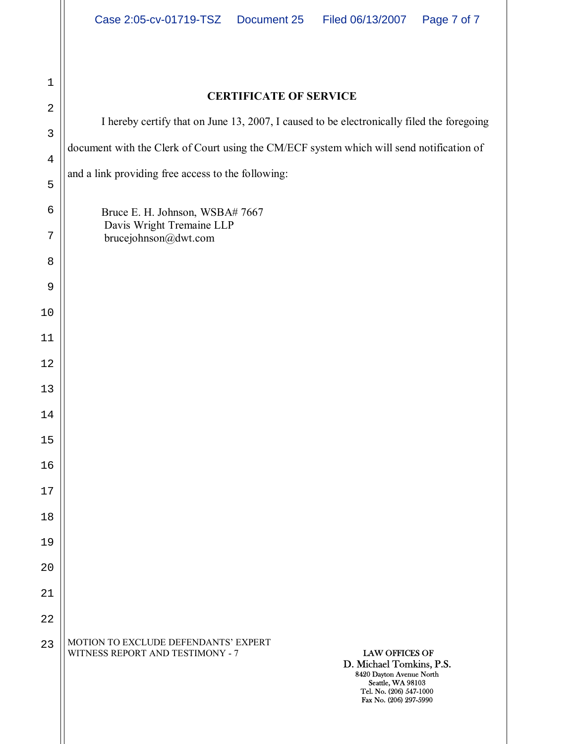## CERTIFICATE OF SERVICE

I hereby certify that on June 13, 2007, I caused to be electronically filed the foregoing document with the Clerk of Court using the CM/ECF system which will send notification of and a link providing free access to the following:

Bruce E. H. Johnson, WSBA# 7667
Davis Wright Tremaine LLP
brucejohnson@dwt.com

MOTION TO EXCLUDE DEFENDANTS' EXPERT WITNESS REPORT AND TESTIMONY - 7

LAW OFFICES OF
D. Michael Tomkins, P.S.
8420 Dayton Avenue North
Seattle, WA 98103
Tel. No. (206) 547-1000
Fax No. (206) 297-5990